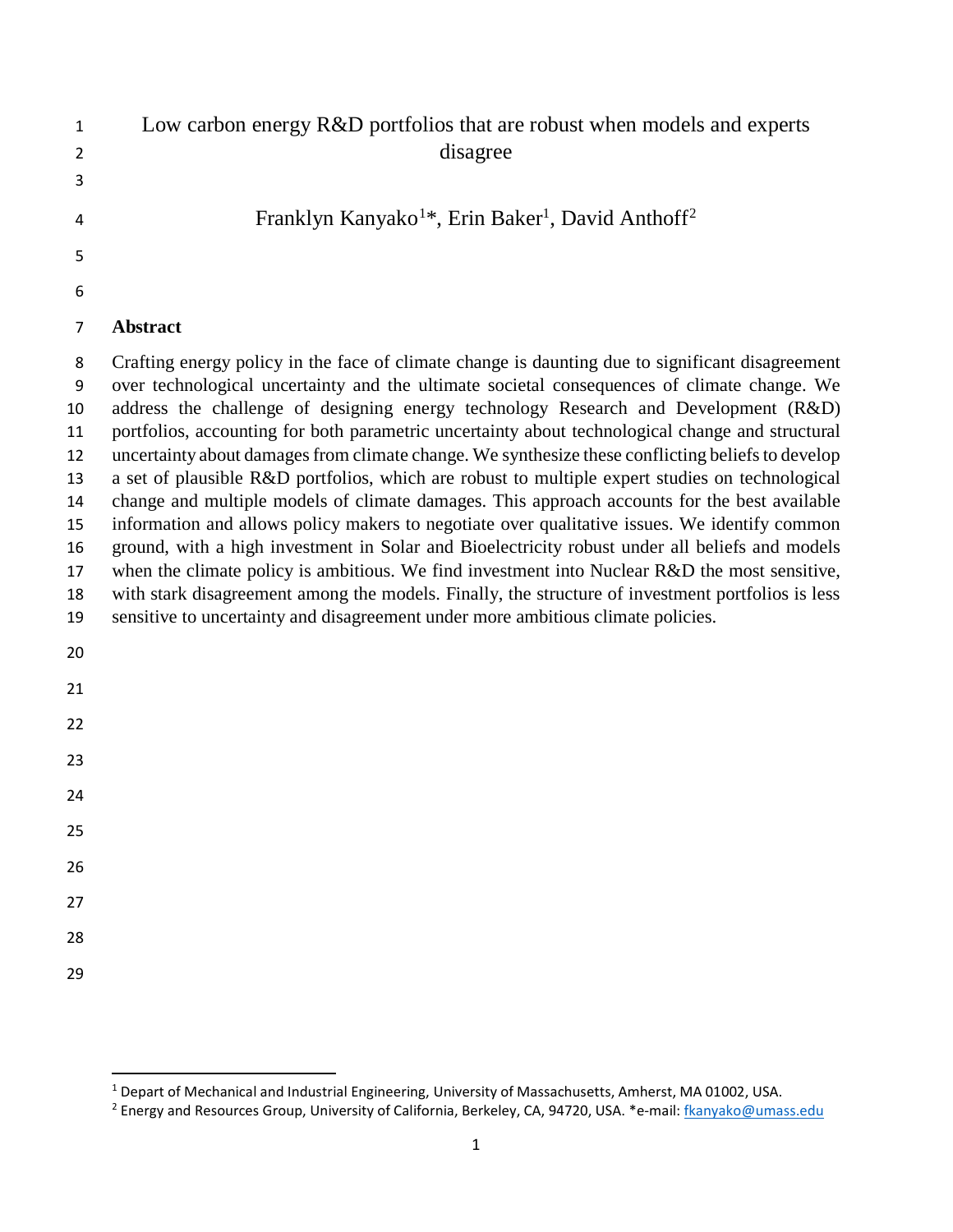# Low carbon energy R&D portfolios that are robust when models and experts disagree

Franklyn Kanyako[1]*, Erin Baker[1], David Anthoff[2]

## Abstract

Crafting energy policy in the face of climate change is daunting due to significant disagreement over technological uncertainty and the ultimate societal consequences of climate change. We address the challenge of designing energy technology Research and Development (R&D) portfolios, accounting for both parametric uncertainty about technological change and structural uncertainty about damages from climate change. We synthesize these conflicting beliefs to develop a set of plausible R&D portfolios, which are robust to multiple expert studies on technological change and multiple models of climate damages. This approach accounts for the best available information and allows policy makers to negotiate over qualitative issues. We identify common ground, with a high investment in Solar and Bioelectricity robust under all beliefs and models when the climate policy is ambitious. We find investment into Nuclear R&D the most sensitive, with stark disagreement among the models. Finally, the structure of investment portfolios is less sensitive to uncertainty and disagreement under more ambitious climate policies.

---

[1] Depart of Mechanical and Industrial Engineering, University of Massachusetts, Amherst, MA 01002, USA.

[2] Energy and Resources Group, University of California, Berkeley, CA, 94720, USA. *e-mail: fkanyako@umass.edu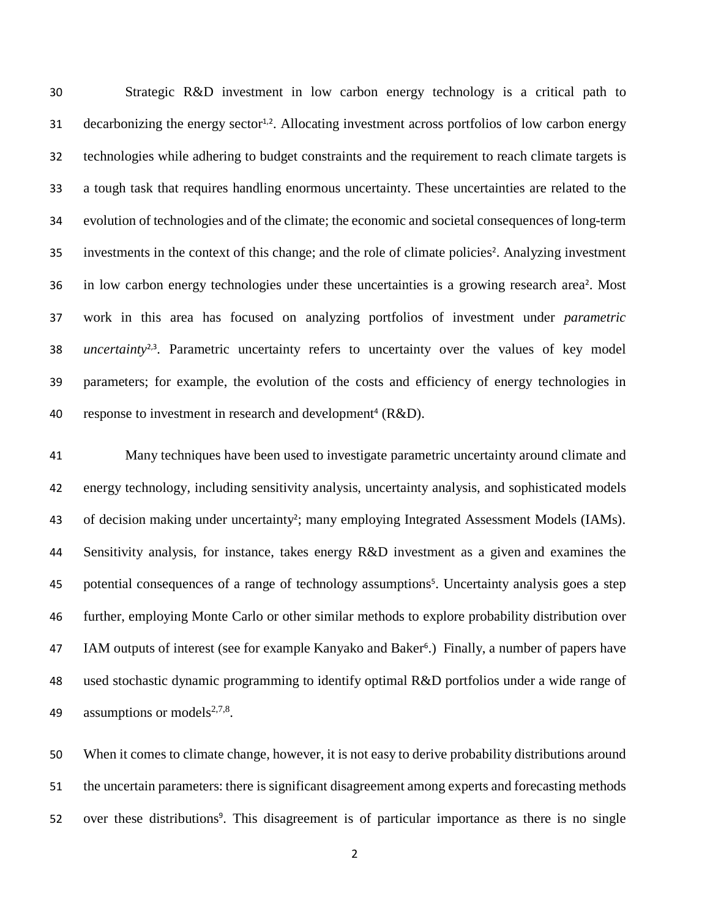Strategic R&D investment in low carbon energy technology is a critical path to decarbonizing the energy sector[1,2]. Allocating investment across portfolios of low carbon energy technologies while adhering to budget constraints and the requirement to reach climate targets is a tough task that requires handling enormous uncertainty. These uncertainties are related to the evolution of technologies and of the climate; the economic and societal consequences of long-term investments in the context of this change; and the role of climate policies[2]. Analyzing investment in low carbon energy technologies under these uncertainties is a growing research area[2]. Most work in this area has focused on analyzing portfolios of investment under *parametric uncertainty*[2,3]. Parametric uncertainty refers to uncertainty over the values of key model parameters; for example, the evolution of the costs and efficiency of energy technologies in response to investment in research and development[4] (R&D).

Many techniques have been used to investigate parametric uncertainty around climate and energy technology, including sensitivity analysis, uncertainty analysis, and sophisticated models of decision making under uncertainty[2]; many employing Integrated Assessment Models (IAMs). Sensitivity analysis, for instance, takes energy R&D investment as a given and examines the potential consequences of a range of technology assumptions[5]. Uncertainty analysis goes a step further, employing Monte Carlo or other similar methods to explore probability distribution over IAM outputs of interest (see for example Kanyako and Baker[6].) Finally, a number of papers have used stochastic dynamic programming to identify optimal R&D portfolios under a wide range of assumptions or models[2,7,8].

When it comes to climate change, however, it is not easy to derive probability distributions around the uncertain parameters: there is significant disagreement among experts and forecasting methods over these distributions[9]. This disagreement is of particular importance as there is no single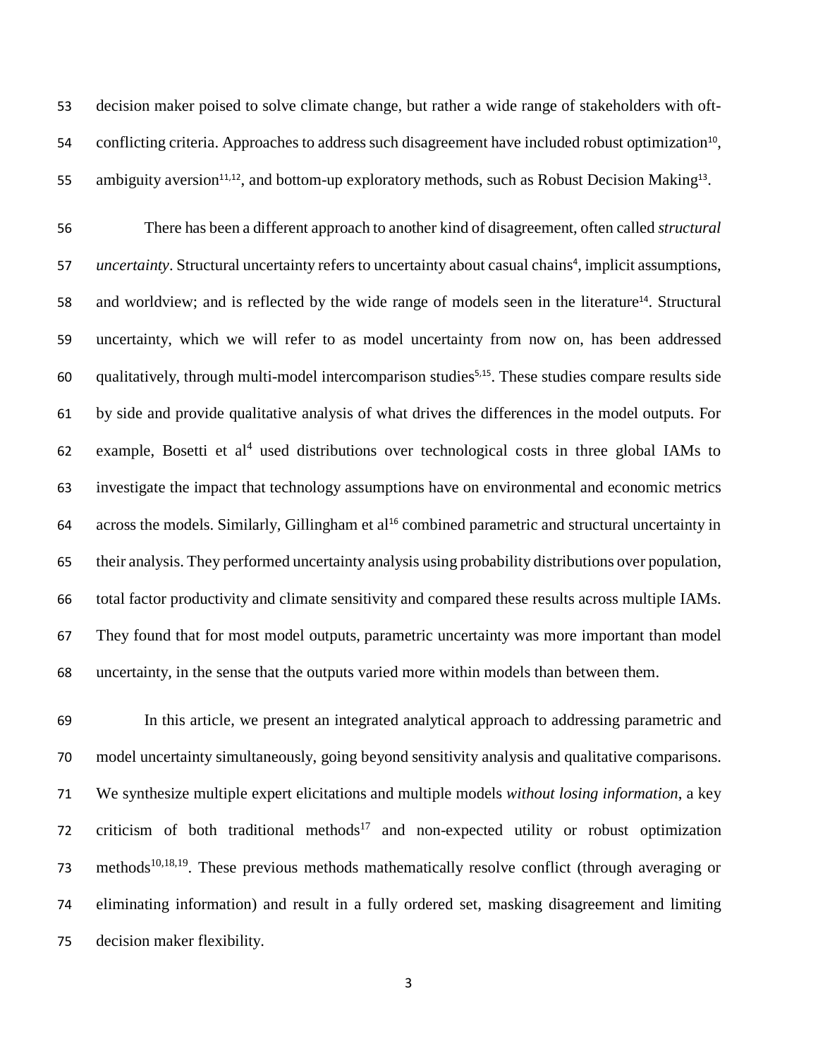decision maker poised to solve climate change, but rather a wide range of stakeholders with oft-conflicting criteria. Approaches to address such disagreement have included robust optimization[10], ambiguity aversion[11,12], and bottom-up exploratory methods, such as Robust Decision Making[13].

There has been a different approach to another kind of disagreement, often called *structural uncertainty*. Structural uncertainty refers to uncertainty about casual chains[4], implicit assumptions, and worldview; and is reflected by the wide range of models seen in the literature[14]. Structural uncertainty, which we will refer to as model uncertainty from now on, has been addressed qualitatively, through multi-model intercomparison studies[5,15]. These studies compare results side by side and provide qualitative analysis of what drives the differences in the model outputs. For example, Bosetti et al[4] used distributions over technological costs in three global IAMs to investigate the impact that technology assumptions have on environmental and economic metrics across the models. Similarly, Gillingham et al[16] combined parametric and structural uncertainty in their analysis. They performed uncertainty analysis using probability distributions over population, total factor productivity and climate sensitivity and compared these results across multiple IAMs. They found that for most model outputs, parametric uncertainty was more important than model uncertainty, in the sense that the outputs varied more within models than between them.

In this article, we present an integrated analytical approach to addressing parametric and model uncertainty simultaneously, going beyond sensitivity analysis and qualitative comparisons. We synthesize multiple expert elicitations and multiple models *without losing information*, a key criticism of both traditional methods[17] and non-expected utility or robust optimization methods[10,18,19]. These previous methods mathematically resolve conflict (through averaging or eliminating information) and result in a fully ordered set, masking disagreement and limiting decision maker flexibility.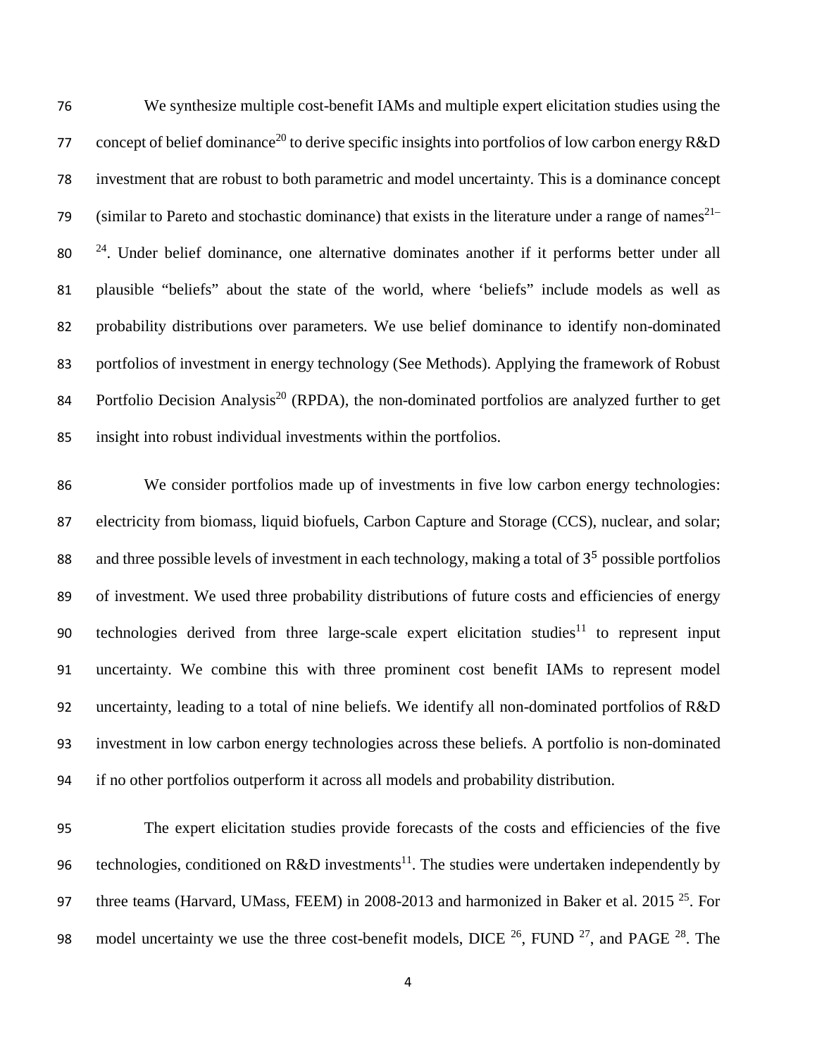We synthesize multiple cost-benefit IAMs and multiple expert elicitation studies using the concept of belief dominance[20] to derive specific insights into portfolios of low carbon energy R&D investment that are robust to both parametric and model uncertainty. This is a dominance concept (similar to Pareto and stochastic dominance) that exists in the literature under a range of names[21–24]. Under belief dominance, one alternative dominates another if it performs better under all plausible "beliefs" about the state of the world, where 'beliefs" include models as well as probability distributions over parameters. We use belief dominance to identify non-dominated portfolios of investment in energy technology (See Methods). Applying the framework of Robust Portfolio Decision Analysis[20] (RPDA), the non-dominated portfolios are analyzed further to get insight into robust individual investments within the portfolios.

We consider portfolios made up of investments in five low carbon energy technologies: electricity from biomass, liquid biofuels, Carbon Capture and Storage (CCS), nuclear, and solar; and three possible levels of investment in each technology, making a total of $3^5$ possible portfolios of investment. We used three probability distributions of future costs and efficiencies of energy technologies derived from three large-scale expert elicitation studies[11] to represent input uncertainty. We combine this with three prominent cost benefit IAMs to represent model uncertainty, leading to a total of nine beliefs. We identify all non-dominated portfolios of R&D investment in low carbon energy technologies across these beliefs. A portfolio is non-dominated if no other portfolios outperform it across all models and probability distribution.

The expert elicitation studies provide forecasts of the costs and efficiencies of the five technologies, conditioned on R&D investments[11]. The studies were undertaken independently by three teams (Harvard, UMass, FEEM) in 2008-2013 and harmonized in Baker et al. 2015 [25]. For model uncertainty we use the three cost-benefit models, DICE [26], FUND [27], and PAGE [28]. The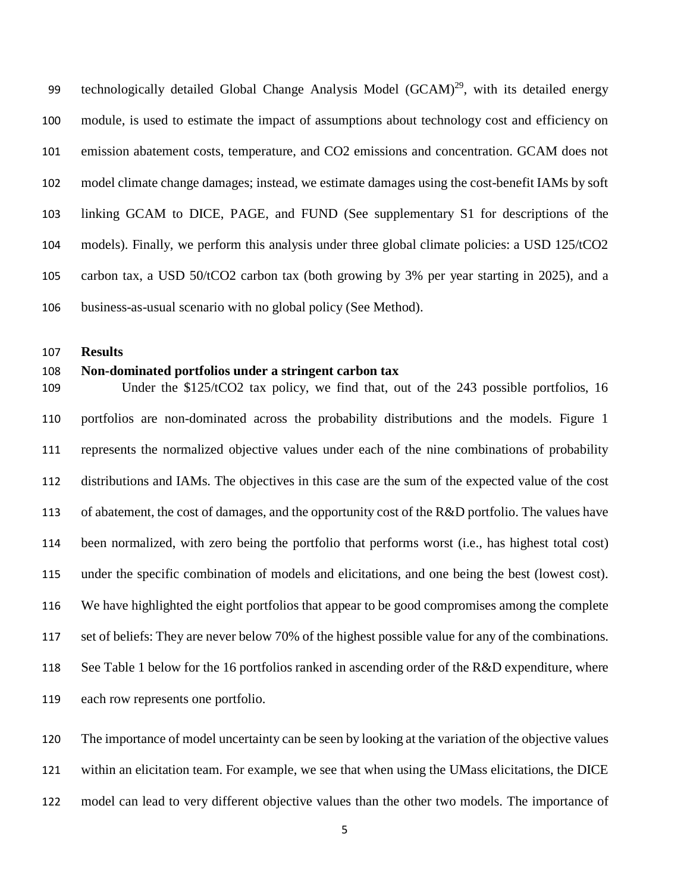technologically detailed Global Change Analysis Model (GCAM)[29], with its detailed energy module, is used to estimate the impact of assumptions about technology cost and efficiency on emission abatement costs, temperature, and CO2 emissions and concentration. GCAM does not model climate change damages; instead, we estimate damages using the cost-benefit IAMs by soft linking GCAM to DICE, PAGE, and FUND (See supplementary S1 for descriptions of the models). Finally, we perform this analysis under three global climate policies: a USD 125/tCO2 carbon tax, a USD 50/tCO2 carbon tax (both growing by 3% per year starting in 2025), and a business-as-usual scenario with no global policy (See Method).

## Results

### Non-dominated portfolios under a stringent carbon tax

Under the \$125/tCO2 tax policy, we find that, out of the 243 possible portfolios, 16 portfolios are non-dominated across the probability distributions and the models. Figure 1 represents the normalized objective values under each of the nine combinations of probability distributions and IAMs. The objectives in this case are the sum of the expected value of the cost of abatement, the cost of damages, and the opportunity cost of the R&D portfolio. The values have been normalized, with zero being the portfolio that performs worst (i.e., has highest total cost) under the specific combination of models and elicitations, and one being the best (lowest cost). We have highlighted the eight portfolios that appear to be good compromises among the complete set of beliefs: They are never below 70% of the highest possible value for any of the combinations. See Table 1 below for the 16 portfolios ranked in ascending order of the R&D expenditure, where each row represents one portfolio.

The importance of model uncertainty can be seen by looking at the variation of the objective values within an elicitation team. For example, we see that when using the UMass elicitations, the DICE model can lead to very different objective values than the other two models. The importance of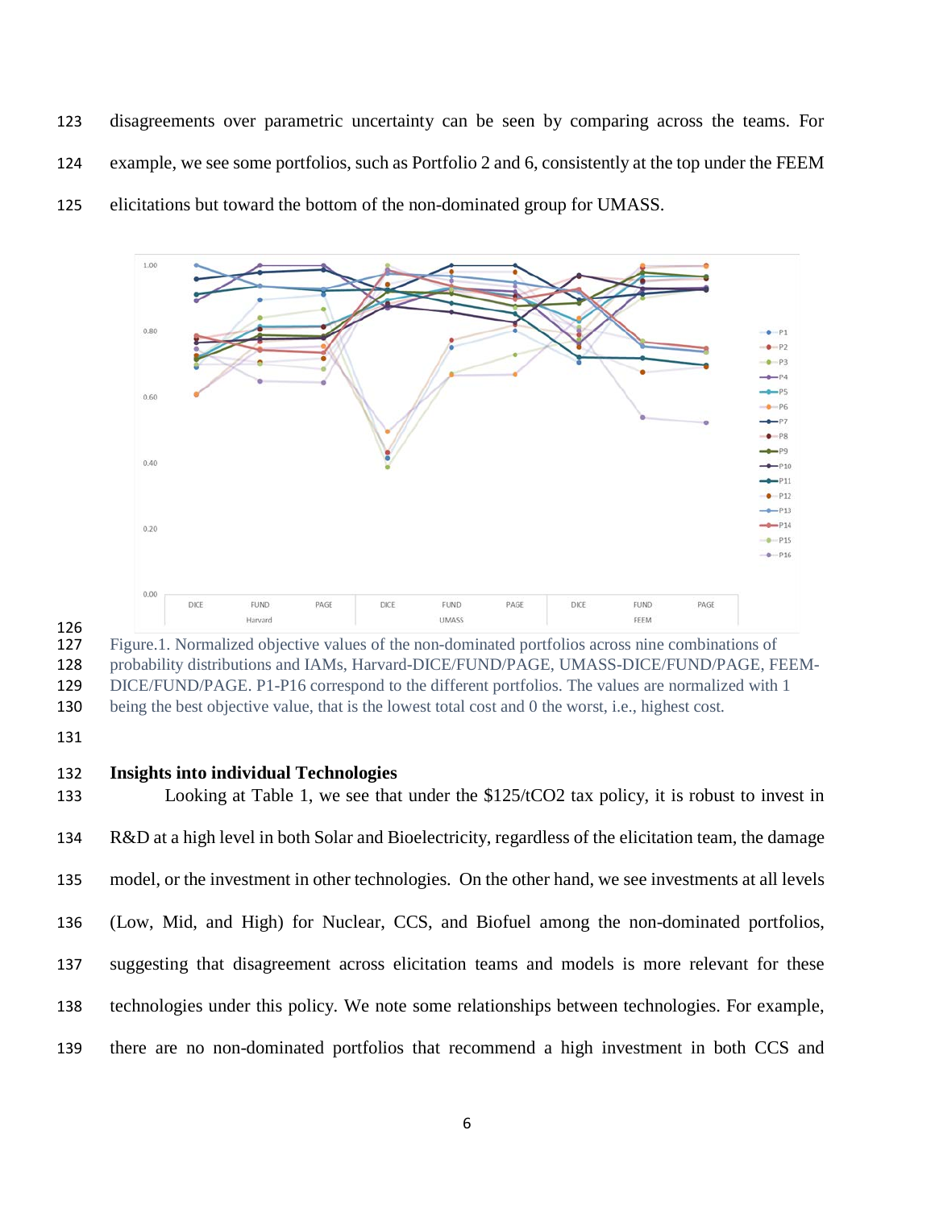disagreements over parametric uncertainty can be seen by comparing across the teams. For example, we see some portfolios, such as Portfolio 2 and 6, consistently at the top under the FEEM elicitations but toward the bottom of the non-dominated group for UMASS.

Figure.1. Normalized objective values of the non-dominated portfolios across nine combinations of probability distributions and IAMs, Harvard-DICE/FUND/PAGE, UMASS-DICE/FUND/PAGE, FEEM-DICE/FUND/PAGE. P1-P16 correspond to the different portfolios. The values are normalized with 1 being the best objective value, that is the lowest total cost and 0 the worst, i.e., highest cost.

## Insights into individual Technologies

Looking at Table 1, we see that under the \$125/t$CO_2$ tax policy, it is robust to invest in R&D at a high level in both Solar and Bioelectricity, regardless of the elicitation team, the damage model, or the investment in other technologies. On the other hand, we see investments at all levels (Low, Mid, and High) for Nuclear, CCS, and Biofuel among the non-dominated portfolios, suggesting that disagreement across elicitation teams and models is more relevant for these technologies under this policy. We note some relationships between technologies. For example, there are no non-dominated portfolios that recommend a high investment in both CCS and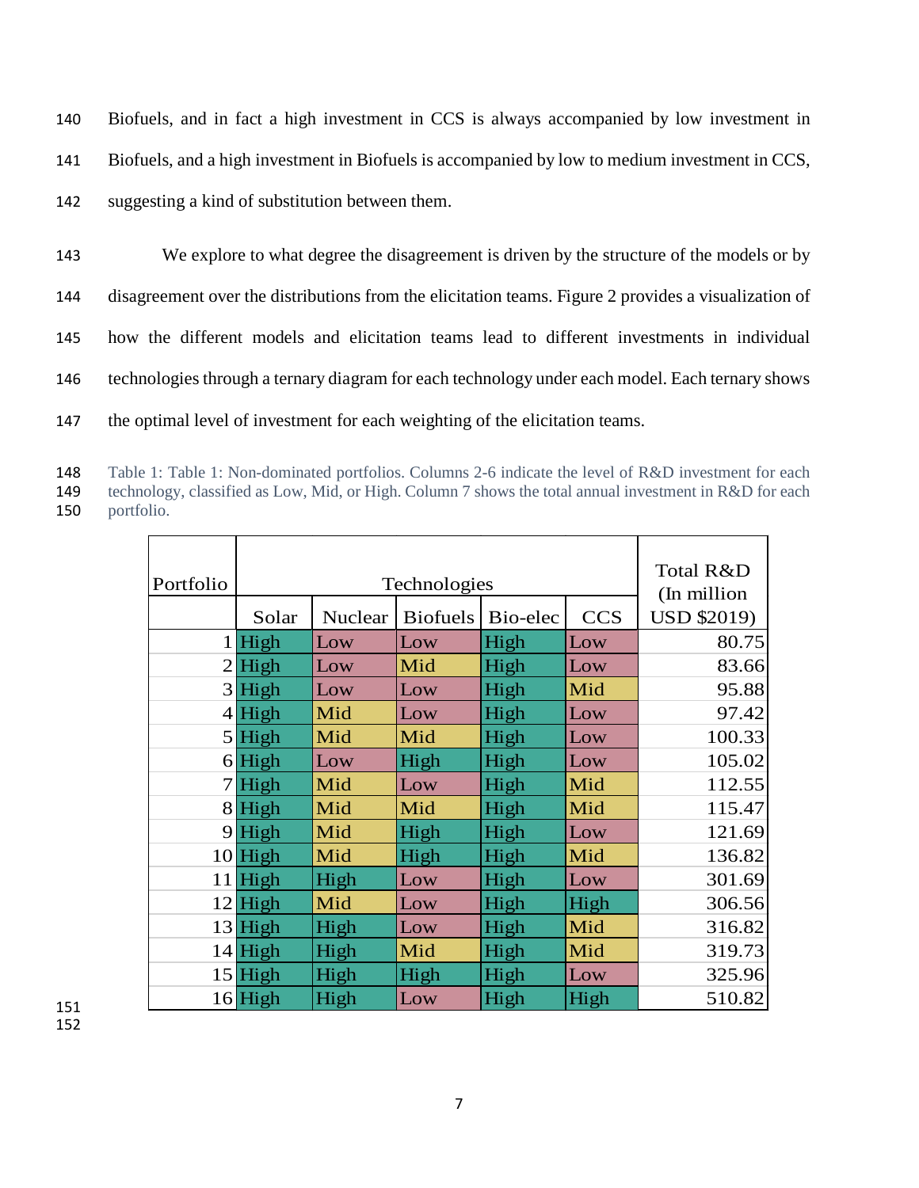Biofuels, and in fact a high investment in CCS is always accompanied by low investment in Biofuels, and a high investment in Biofuels is accompanied by low to medium investment in CCS, suggesting a kind of substitution between them.

We explore to what degree the disagreement is driven by the structure of the models or by disagreement over the distributions from the elicitation teams. Figure 2 provides a visualization of how the different models and elicitation teams lead to different investments in individual technologies through a ternary diagram for each technology under each model. Each ternary shows the optimal level of investment for each weighting of the elicitation teams.

Table 1: Table 1: Non-dominated portfolios. Columns 2-6 indicate the level of R&D investment for each technology, classified as Low, Mid, or High. Column 7 shows the total annual investment in R&D for each portfolio.

| Portfolio | Technologies | | | | | Total R&D (In million USD $2019) |
|---|---|---|---|---|---|---|
| | Solar | Nuclear | Biofuels | Bio-elec | CCS | |
| 1 | High | Low | Low | High | Low | 80.75 |
| 2 | High | Low | Mid | High | Low | 83.66 |
| 3 | High | Low | Low | High | Mid | 95.88 |
| 4 | High | Mid | Low | High | Low | 97.42 |
| 5 | High | Mid | Mid | High | Low | 100.33 |
| 6 | High | Low | High | High | Low | 105.02 |
| 7 | High | Mid | Low | High | Mid | 112.55 |
| 8 | High | Mid | Mid | High | Mid | 115.47 |
| 9 | High | Mid | High | High | Low | 121.69 |
| 10 | High | Mid | High | High | Mid | 136.82 |
| 11 | High | High | Low | High | Low | 301.69 |
| 12 | High | Mid | Low | High | High | 306.56 |
| 13 | High | High | Low | High | Mid | 316.82 |
| 14 | High | High | Mid | High | Mid | 319.73 |
| 15 | High | High | High | High | Low | 325.96 |
| 16 | High | High | Low | High | High | 510.82 |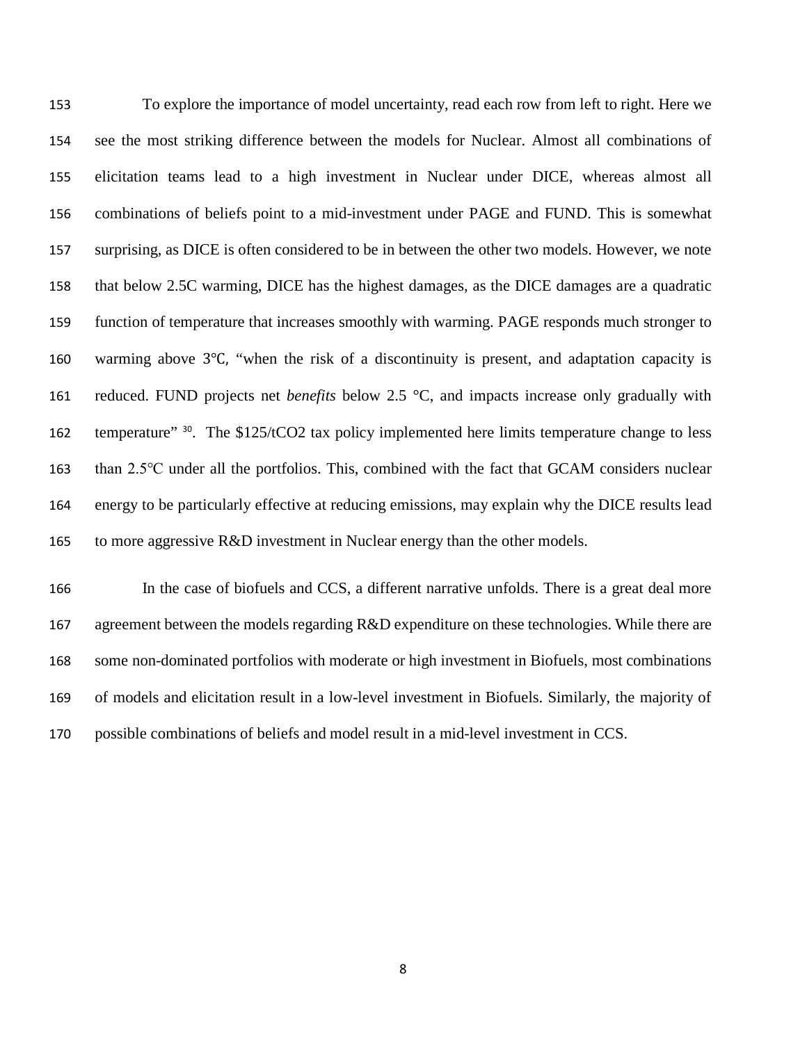To explore the importance of model uncertainty, read each row from left to right. Here we see the most striking difference between the models for Nuclear. Almost all combinations of elicitation teams lead to a high investment in Nuclear under DICE, whereas almost all combinations of beliefs point to a mid-investment under PAGE and FUND. This is somewhat surprising, as DICE is often considered to be in between the other two models. However, we note that below 2.5C warming, DICE has the highest damages, as the DICE damages are a quadratic function of temperature that increases smoothly with warming. PAGE responds much stronger to warming above 3℃, "when the risk of a discontinuity is present, and adaptation capacity is reduced. FUND projects net *benefits* below 2.5 °C, and impacts increase only gradually with temperature" [30]. The \$125/tCO2 tax policy implemented here limits temperature change to less than 2.5℃ under all the portfolios. This, combined with the fact that GCAM considers nuclear energy to be particularly effective at reducing emissions, may explain why the DICE results lead to more aggressive R&D investment in Nuclear energy than the other models.

In the case of biofuels and CCS, a different narrative unfolds. There is a great deal more agreement between the models regarding R&D expenditure on these technologies. While there are some non-dominated portfolios with moderate or high investment in Biofuels, most combinations of models and elicitation result in a low-level investment in Biofuels. Similarly, the majority of possible combinations of beliefs and model result in a mid-level investment in CCS.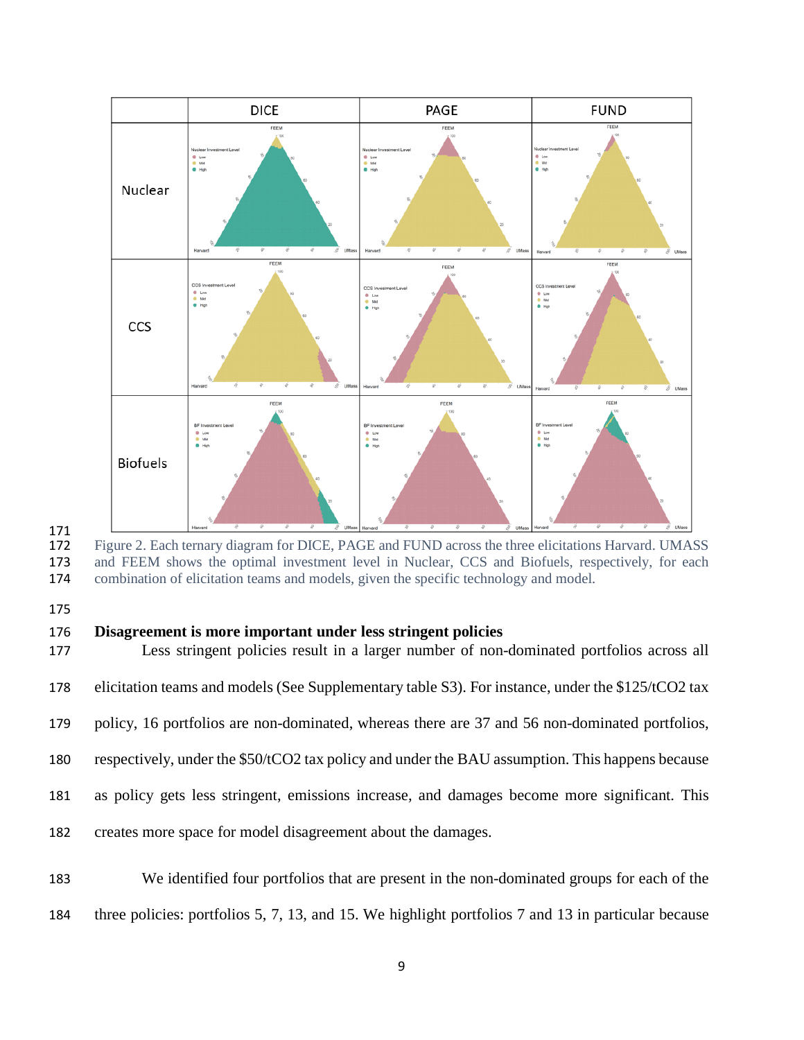Figure 2. Each ternary diagram for DICE, PAGE and FUND across the three elicitations Harvard. UMASS and FEEM shows the optimal investment level in Nuclear, CCS and Biofuels, respectively, for each combination of elicitation teams and models, given the specific technology and model.

## Disagreement is more important under less stringent policies

Less stringent policies result in a larger number of non-dominated portfolios across all elicitation teams and models (See Supplementary table S3). For instance, under the \$125/tCO2 tax policy, 16 portfolios are non-dominated, whereas there are 37 and 56 non-dominated portfolios, respectively, under the \$50/tCO2 tax policy and under the BAU assumption. This happens because as policy gets less stringent, emissions increase, and damages become more significant. This creates more space for model disagreement about the damages.

We identified four portfolios that are present in the non-dominated groups for each of the three policies: portfolios 5, 7, 13, and 15. We highlight portfolios 7 and 13 in particular because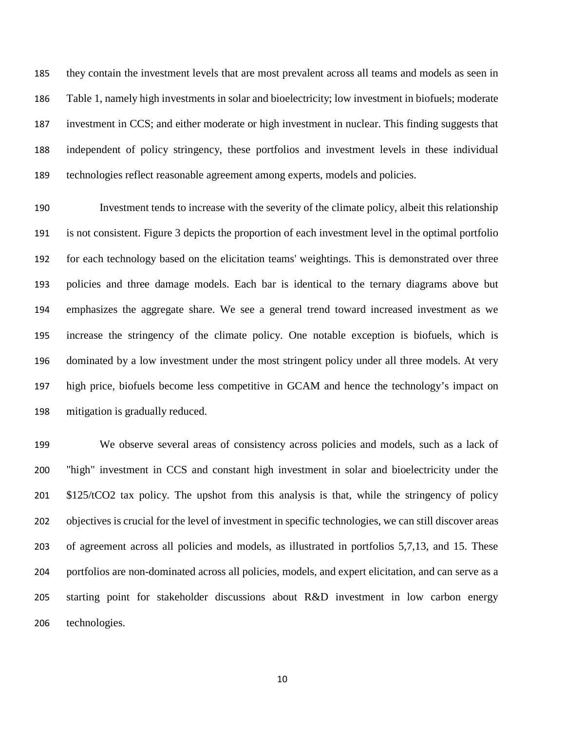they contain the investment levels that are most prevalent across all teams and models as seen in Table 1, namely high investments in solar and bioelectricity; low investment in biofuels; moderate investment in CCS; and either moderate or high investment in nuclear. This finding suggests that independent of policy stringency, these portfolios and investment levels in these individual technologies reflect reasonable agreement among experts, models and policies.

Investment tends to increase with the severity of the climate policy, albeit this relationship is not consistent. Figure 3 depicts the proportion of each investment level in the optimal portfolio for each technology based on the elicitation teams' weightings. This is demonstrated over three policies and three damage models. Each bar is identical to the ternary diagrams above but emphasizes the aggregate share. We see a general trend toward increased investment as we increase the stringency of the climate policy. One notable exception is biofuels, which is dominated by a low investment under the most stringent policy under all three models. At very high price, biofuels become less competitive in GCAM and hence the technology's impact on mitigation is gradually reduced.

We observe several areas of consistency across policies and models, such as a lack of "high" investment in CCS and constant high investment in solar and bioelectricity under the \$125/t$CO_2$ tax policy. The upshot from this analysis is that, while the stringency of policy objectives is crucial for the level of investment in specific technologies, we can still discover areas of agreement across all policies and models, as illustrated in portfolios 5,7,13, and 15. These portfolios are non-dominated across all policies, models, and expert elicitation, and can serve as a starting point for stakeholder discussions about R&D investment in low carbon energy technologies.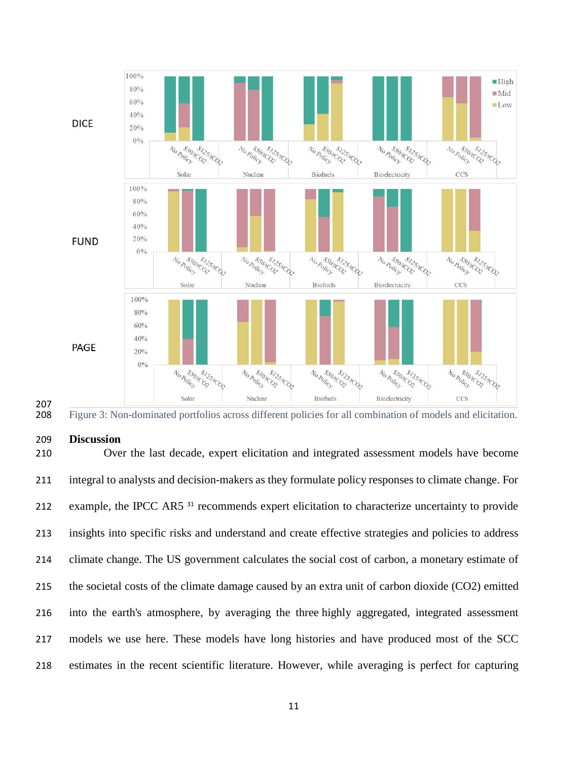Figure 3: Non-dominated portfolios across different policies for all combination of models and elicitation.

## Discussion

Over the last decade, expert elicitation and integrated assessment models have become integral to analysts and decision-makers as they formulate policy responses to climate change. For example, the IPCC AR5 [31] recommends expert elicitation to characterize uncertainty to provide insights into specific risks and understand and create effective strategies and policies to address climate change. The US government calculates the social cost of carbon, a monetary estimate of the societal costs of the climate damage caused by an extra unit of carbon dioxide (CO2) emitted into the earth's atmosphere, by averaging the three highly aggregated, integrated assessment models we use here. These models have long histories and have produced most of the SCC estimates in the recent scientific literature. However, while averaging is perfect for capturing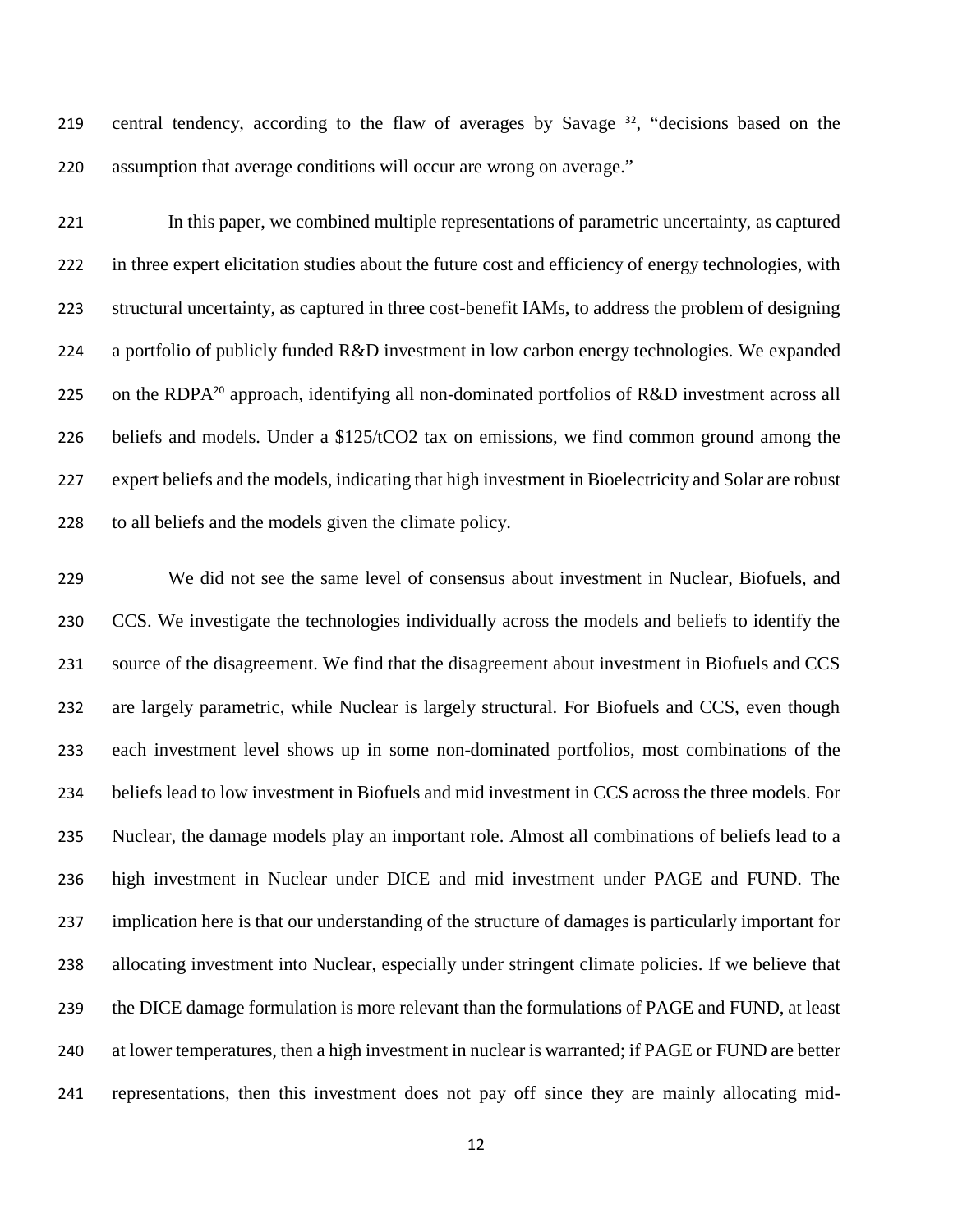central tendency, according to the flaw of averages by Savage [32], "decisions based on the assumption that average conditions will occur are wrong on average."

In this paper, we combined multiple representations of parametric uncertainty, as captured in three expert elicitation studies about the future cost and efficiency of energy technologies, with structural uncertainty, as captured in three cost-benefit IAMs, to address the problem of designing a portfolio of publicly funded R&D investment in low carbon energy technologies. We expanded on the RDPA[20] approach, identifying all non-dominated portfolios of R&D investment across all beliefs and models. Under a \$125/tCO2 tax on emissions, we find common ground among the expert beliefs and the models, indicating that high investment in Bioelectricity and Solar are robust to all beliefs and the models given the climate policy.

We did not see the same level of consensus about investment in Nuclear, Biofuels, and CCS. We investigate the technologies individually across the models and beliefs to identify the source of the disagreement. We find that the disagreement about investment in Biofuels and CCS are largely parametric, while Nuclear is largely structural. For Biofuels and CCS, even though each investment level shows up in some non-dominated portfolios, most combinations of the beliefs lead to low investment in Biofuels and mid investment in CCS across the three models. For Nuclear, the damage models play an important role. Almost all combinations of beliefs lead to a high investment in Nuclear under DICE and mid investment under PAGE and FUND. The implication here is that our understanding of the structure of damages is particularly important for allocating investment into Nuclear, especially under stringent climate policies. If we believe that the DICE damage formulation is more relevant than the formulations of PAGE and FUND, at least at lower temperatures, then a high investment in nuclear is warranted; if PAGE or FUND are better representations, then this investment does not pay off since they are mainly allocating mid-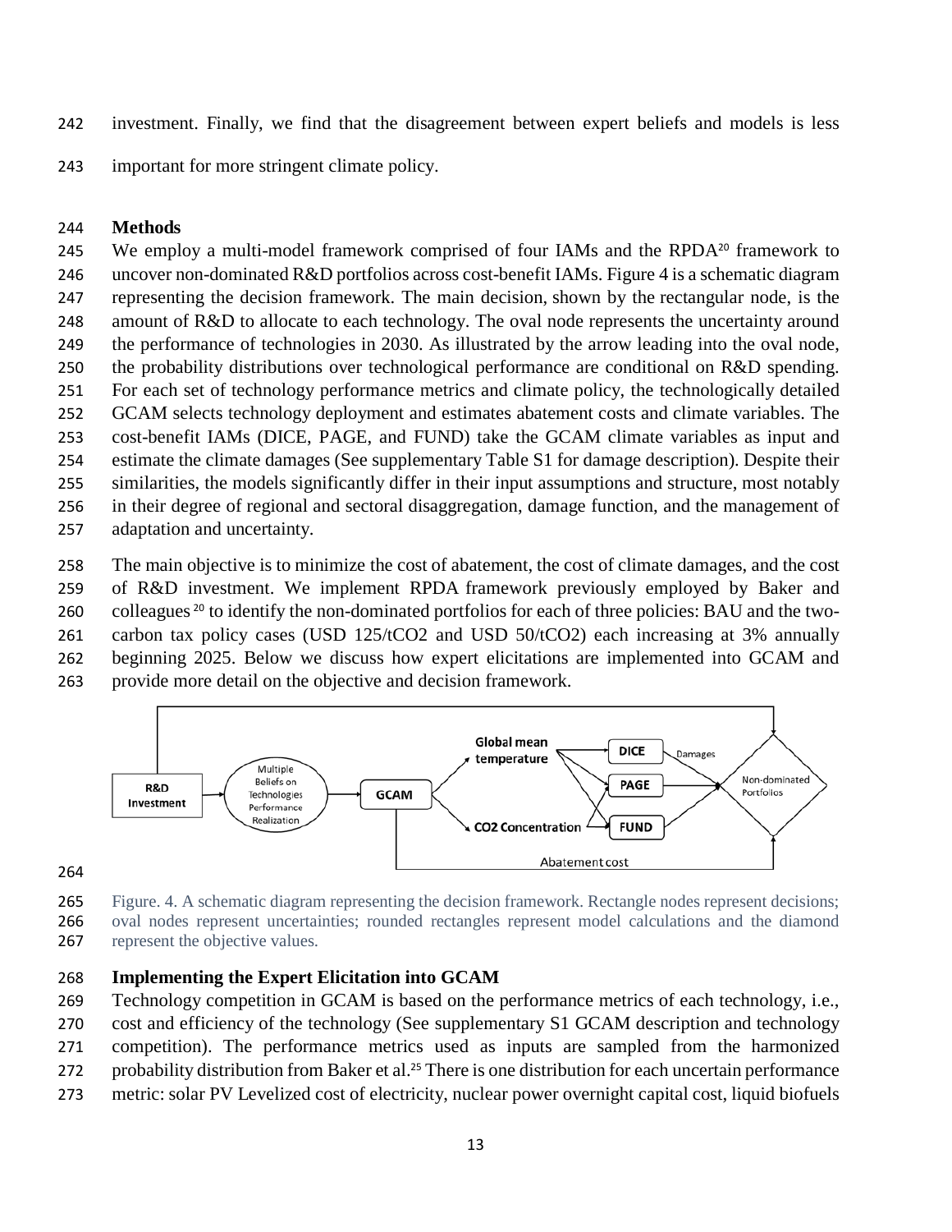investment. Finally, we find that the disagreement between expert beliefs and models is less important for more stringent climate policy.

## Methods

We employ a multi-model framework comprised of four IAMs and the RPDA[20] framework to uncover non-dominated R&D portfolios across cost-benefit IAMs. Figure 4 is a schematic diagram representing the decision framework. The main decision, shown by the rectangular node, is the amount of R&D to allocate to each technology. The oval node represents the uncertainty around the performance of technologies in 2030. As illustrated by the arrow leading into the oval node, the probability distributions over technological performance are conditional on R&D spending. For each set of technology performance metrics and climate policy, the technologically detailed GCAM selects technology deployment and estimates abatement costs and climate variables. The cost-benefit IAMs (DICE, PAGE, and FUND) take the GCAM climate variables as input and estimate the climate damages (See supplementary Table S1 for damage description). Despite their similarities, the models significantly differ in their input assumptions and structure, most notably in their degree of regional and sectoral disaggregation, damage function, and the management of adaptation and uncertainty.

The main objective is to minimize the cost of abatement, the cost of climate damages, and the cost of R&D investment. We implement RPDA framework previously employed by Baker and colleagues [20] to identify the non-dominated portfolios for each of three policies: BAU and the two-carbon tax policy cases (USD 125/t$CO_2$ and USD 50/t$CO_2$) each increasing at 3% annually beginning 2025. Below we discuss how expert elicitations are implemented into GCAM and provide more detail on the objective and decision framework.

Figure. 4. A schematic diagram representing the decision framework. Rectangle nodes represent decisions; oval nodes represent uncertainties; rounded rectangles represent model calculations and the diamond represent the objective values.

### Implementing the Expert Elicitation into GCAM

Technology competition in GCAM is based on the performance metrics of each technology, i.e., cost and efficiency of the technology (See supplementary S1 GCAM description and technology competition). The performance metrics used as inputs are sampled from the harmonized probability distribution from Baker et al.[25] There is one distribution for each uncertain performance metric: solar PV Levelized cost of electricity, nuclear power overnight capital cost, liquid biofuels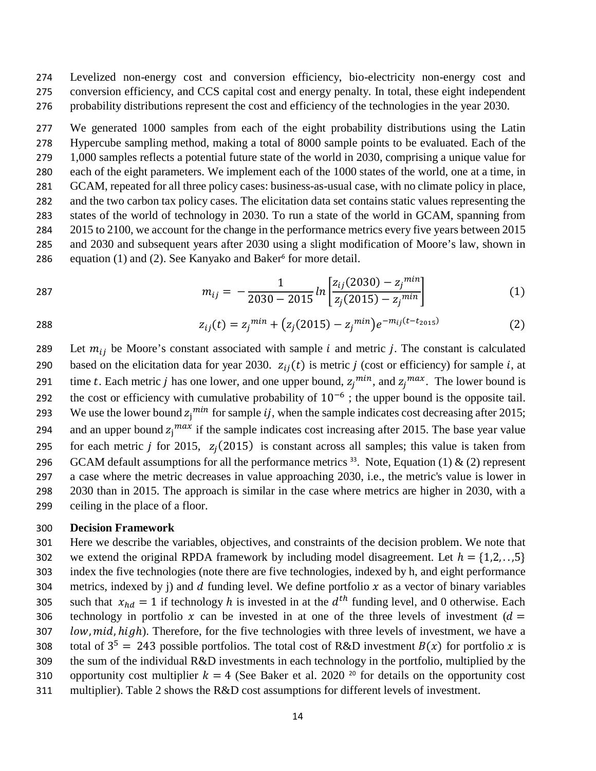Levelized non-energy cost and conversion efficiency, bio-electricity non-energy cost and conversion efficiency, and CCS capital cost and energy penalty. In total, these eight independent probability distributions represent the cost and efficiency of the technologies in the year 2030.

We generated 1000 samples from each of the eight probability distributions using the Latin Hypercube sampling method, making a total of 8000 sample points to be evaluated. Each of the 1,000 samples reflects a potential future state of the world in 2030, comprising a unique value for each of the eight parameters. We implement each of the 1000 states of the world, one at a time, in GCAM, repeated for all three policy cases: business-as-usual case, with no climate policy in place, and the two carbon tax policy cases. The elicitation data set contains static values representing the states of the world of technology in 2030. To run a state of the world in GCAM, spanning from 2015 to 2100, we account for the change in the performance metrics every five years between 2015 and 2030 and subsequent years after 2030 using a slight modification of Moore's law, shown in equation (1) and (2). See Kanyako and Baker[6] for more detail.

$$m_{ij} = -\frac{1}{2030-2015} ln\left[\frac{z_{ij}(2030) - z_j^{min}}{z_j(2015) - z_j^{min}}\right] \quad (1)$$

$$z_{ij}(t) = z_j^{min} + \left(z_j(2015) - z_j^{min}\right)e^{-m_{ij}(t-t_{2015})} \quad (2)$$

Let $m_{ij}$ be Moore's constant associated with sample $i$ and metric $j$. The constant is calculated based on the elicitation data for year 2030. $z_{ij}(t)$ is metric $j$ (cost or efficiency) for sample $i$, at time $t$. Each metric $j$ has one lower, and one upper bound, $z_j^{min}$, and $z_j^{max}$. The lower bound is the cost or efficiency with cumulative probability of $10^{-6}$ ; the upper bound is the opposite tail. We use the lower bound $z_j^{min}$ for sample $ij$, when the sample indicates cost decreasing after 2015; and an upper bound $z_j^{max}$ if the sample indicates cost increasing after 2015. The base year value for each metric $j$ for 2015, $z_j(2015)$ is constant across all samples; this value is taken from GCAM default assumptions for all the performance metrics [33]. Note, Equation (1) & (2) represent a case where the metric decreases in value approaching 2030, i.e., the metric's value is lower in 2030 than in 2015. The approach is similar in the case where metrics are higher in 2030, with a ceiling in the place of a floor.

**Decision Framework**

Here we describe the variables, objectives, and constraints of the decision problem. We note that we extend the original RPDA framework by including model disagreement. Let $h = \{1,2,..,5\}$ index the five technologies (note there are five technologies, indexed by h, and eight performance metrics, indexed by j) and $d$ funding level. We define portfolio $x$ as a vector of binary variables such that $x_{hd} = 1$ if technology $h$ is invested in at the $d^{th}$ funding level, and 0 otherwise. Each technology in portfolio $x$ can be invested in at one of the three levels of investment ($d = low, mid, high$). Therefore, for the five technologies with three levels of investment, we have a total of $3^5 = 243$ possible portfolios. The total cost of R&D investment $B(x)$ for portfolio $x$ is the sum of the individual R&D investments in each technology in the portfolio, multiplied by the opportunity cost multiplier $k = 4$ (See Baker et al. 2020 [20] for details on the opportunity cost multiplier). Table 2 shows the R&D cost assumptions for different levels of investment.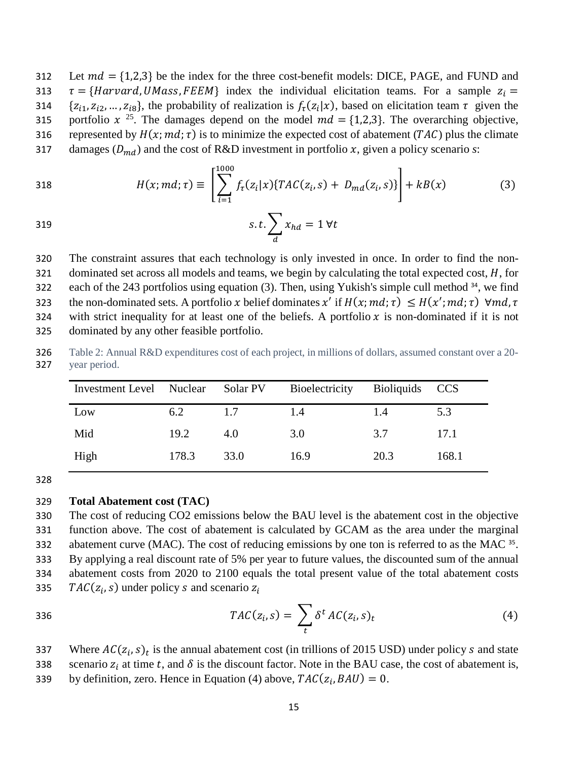Let $md = \{1,2,3\}$ be the index for the three cost-benefit models: DICE, PAGE, and FUND and $\tau = \{Harvard, UMass, FEEM\}$ index the individual elicitation teams. For a sample $z_i = \{z_{i1}, z_{i2}, \ldots, z_{i8}\}$, the probability of realization is $f_\tau(z_i|x)$, based on elicitation team $\tau$ given the portfolio $x$ [25]. The damages depend on the model $md = \{1,2,3\}$. The overarching objective, represented by $H(x; md; \tau)$ is to minimize the expected cost of abatement ($TAC$) plus the climate damages ($D_{md}$) and the cost of R&D investment in portfolio $x$, given a policy scenario $s$:

$$H(x; md; \tau) \equiv \left[\sum_{i=1}^{1000} f_\tau(z_i|x)\{TAC(z_i, s) + D_{md}(z_i, s)\}\right] + kB(x) \tag{3}$$

$$s.t. \sum_d x_{hd} = 1 \; \forall t$$

The constraint assures that each technology is only invested in once. In order to find the non-dominated set across all models and teams, we begin by calculating the total expected cost, $H$, for each of the 243 portfolios using equation (3). Then, using Yukish's simple cull method [34], we find the non-dominated sets. A portfolio $x$ belief dominates $x'$ if $H(x; md; \tau) \leq H(x'; md; \tau) \; \forall md, \tau$ with strict inequality for at least one of the beliefs. A portfolio $x$ is non-dominated if it is not dominated by any other feasible portfolio.

Table 2: Annual R&D expenditures cost of each project, in millions of dollars, assumed constant over a 20-year period.

| Investment Level | Nuclear | Solar PV | Bioelectricity | Bioliquids | CCS |
|---|---|---|---|---|---|
| Low | 6.2 | 1.7 | 1.4 | 1.4 | 5.3 |
| Mid | 19.2 | 4.0 | 3.0 | 3.7 | 17.1 |
| High | 178.3 | 33.0 | 16.9 | 20.3 | 168.1 |

**Total Abatement cost (TAC)**

The cost of reducing CO2 emissions below the BAU level is the abatement cost in the objective function above. The cost of abatement is calculated by GCAM as the area under the marginal abatement curve (MAC). The cost of reducing emissions by one ton is referred to as the MAC [35]. By applying a real discount rate of 5% per year to future values, the discounted sum of the annual abatement costs from 2020 to 2100 equals the total present value of the total abatement costs $TAC(z_i, s)$ under policy $s$ and scenario $z_i$

$$TAC(z_i, s) = \sum_t \delta^t \, AC(z_i, s)_t \tag{4}$$

Where $AC(z_i, s)_t$ is the annual abatement cost (in trillions of 2015 USD) under policy $s$ and state scenario $z_i$ at time $t$, and $\delta$ is the discount factor. Note in the BAU case, the cost of abatement is, by definition, zero. Hence in Equation (4) above, $TAC(z_i, BAU) = 0$.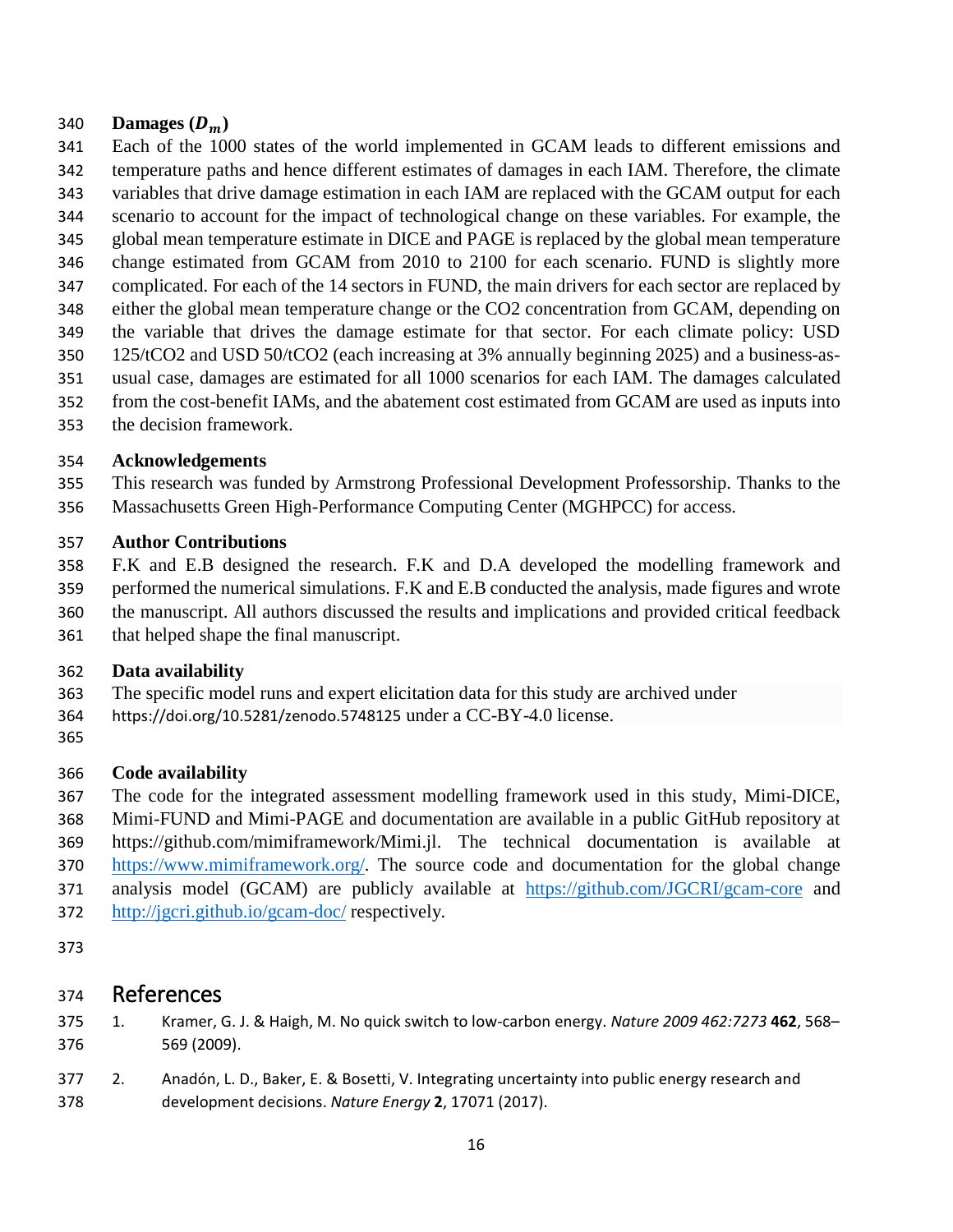**Damages ($D_m$)**

Each of the 1000 states of the world implemented in GCAM leads to different emissions and temperature paths and hence different estimates of damages in each IAM. Therefore, the climate variables that drive damage estimation in each IAM are replaced with the GCAM output for each scenario to account for the impact of technological change on these variables. For example, the global mean temperature estimate in DICE and PAGE is replaced by the global mean temperature change estimated from GCAM from 2010 to 2100 for each scenario. FUND is slightly more complicated. For each of the 14 sectors in FUND, the main drivers for each sector are replaced by either the global mean temperature change or the CO2 concentration from GCAM, depending on the variable that drives the damage estimate for that sector. For each climate policy: USD 125/tCO2 and USD 50/tCO2 (each increasing at 3% annually beginning 2025) and a business-as-usual case, damages are estimated for all 1000 scenarios for each IAM. The damages calculated from the cost-benefit IAMs, and the abatement cost estimated from GCAM are used as inputs into the decision framework.

**Acknowledgements**

This research was funded by Armstrong Professional Development Professorship. Thanks to the Massachusetts Green High-Performance Computing Center (MGHPCC) for access.

**Author Contributions**

F.K and E.B designed the research. F.K and D.A developed the modelling framework and performed the numerical simulations. F.K and E.B conducted the analysis, made figures and wrote the manuscript. All authors discussed the results and implications and provided critical feedback that helped shape the final manuscript.

**Data availability**

The specific model runs and expert elicitation data for this study are archived under https://doi.org/10.5281/zenodo.5748125 under a CC-BY-4.0 license.

**Code availability**

The code for the integrated assessment modelling framework used in this study, Mimi-DICE, Mimi-FUND and Mimi-PAGE and documentation are available in a public GitHub repository at https://github.com/mimiframework/Mimi.jl. The technical documentation is available at https://www.mimiframework.org/. The source code and documentation for the global change analysis model (GCAM) are publicly available at https://github.com/JGCRI/gcam-core and http://jgcri.github.io/gcam-doc/ respectively.

# References

1. Kramer, G. J. & Haigh, M. No quick switch to low-carbon energy. *Nature 2009 462:7273* **462**, 568–569 (2009).
2. Anadón, L. D., Baker, E. & Bosetti, V. Integrating uncertainty into public energy research and development decisions. *Nature Energy* **2**, 17071 (2017).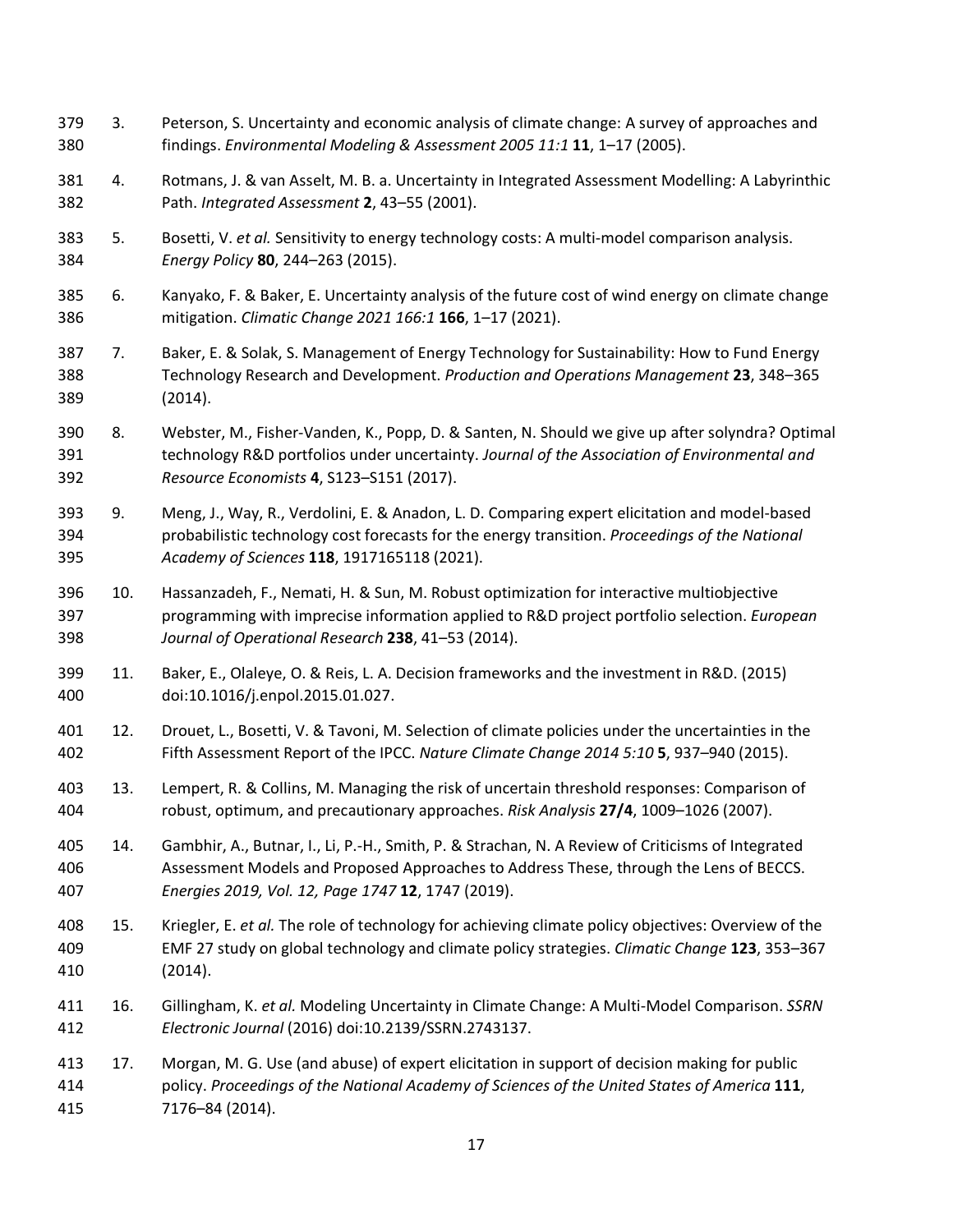3. Peterson, S. Uncertainty and economic analysis of climate change: A survey of approaches and findings. *Environmental Modeling & Assessment 2005 11:1* **11**, 1–17 (2005).
4. Rotmans, J. & van Asselt, M. B. a. Uncertainty in Integrated Assessment Modelling: A Labyrinthic Path. *Integrated Assessment* **2**, 43–55 (2001).
5. Bosetti, V. *et al.* Sensitivity to energy technology costs: A multi-model comparison analysis. *Energy Policy* **80**, 244–263 (2015).
6. Kanyako, F. & Baker, E. Uncertainty analysis of the future cost of wind energy on climate change mitigation. *Climatic Change 2021 166:1* **166**, 1–17 (2021).
7. Baker, E. & Solak, S. Management of Energy Technology for Sustainability: How to Fund Energy Technology Research and Development. *Production and Operations Management* **23**, 348–365 (2014).
8. Webster, M., Fisher-Vanden, K., Popp, D. & Santen, N. Should we give up after solyndra? Optimal technology R&D portfolios under uncertainty. *Journal of the Association of Environmental and Resource Economists* **4**, S123–S151 (2017).
9. Meng, J., Way, R., Verdolini, E. & Anadon, L. D. Comparing expert elicitation and model-based probabilistic technology cost forecasts for the energy transition. *Proceedings of the National Academy of Sciences* **118**, 1917165118 (2021).
10. Hassanzadeh, F., Nemati, H. & Sun, M. Robust optimization for interactive multiobjective programming with imprecise information applied to R&D project portfolio selection. *European Journal of Operational Research* **238**, 41–53 (2014).
11. Baker, E., Olaleye, O. & Reis, L. A. Decision frameworks and the investment in R&D. (2015) doi:10.1016/j.enpol.2015.01.027.
12. Drouet, L., Bosetti, V. & Tavoni, M. Selection of climate policies under the uncertainties in the Fifth Assessment Report of the IPCC. *Nature Climate Change 2014 5:10* **5**, 937–940 (2015).
13. Lempert, R. & Collins, M. Managing the risk of uncertain threshold responses: Comparison of robust, optimum, and precautionary approaches. *Risk Analysis* **27/4**, 1009–1026 (2007).
14. Gambhir, A., Butnar, I., Li, P.-H., Smith, P. & Strachan, N. A Review of Criticisms of Integrated Assessment Models and Proposed Approaches to Address These, through the Lens of BECCS. *Energies 2019, Vol. 12, Page 1747* **12**, 1747 (2019).
15. Kriegler, E. *et al.* The role of technology for achieving climate policy objectives: Overview of the EMF 27 study on global technology and climate policy strategies. *Climatic Change* **123**, 353–367 (2014).
16. Gillingham, K. *et al.* Modeling Uncertainty in Climate Change: A Multi-Model Comparison. *SSRN Electronic Journal* (2016) doi:10.2139/SSRN.2743137.
17. Morgan, M. G. Use (and abuse) of expert elicitation in support of decision making for public policy. *Proceedings of the National Academy of Sciences of the United States of America* **111**, 7176–84 (2014).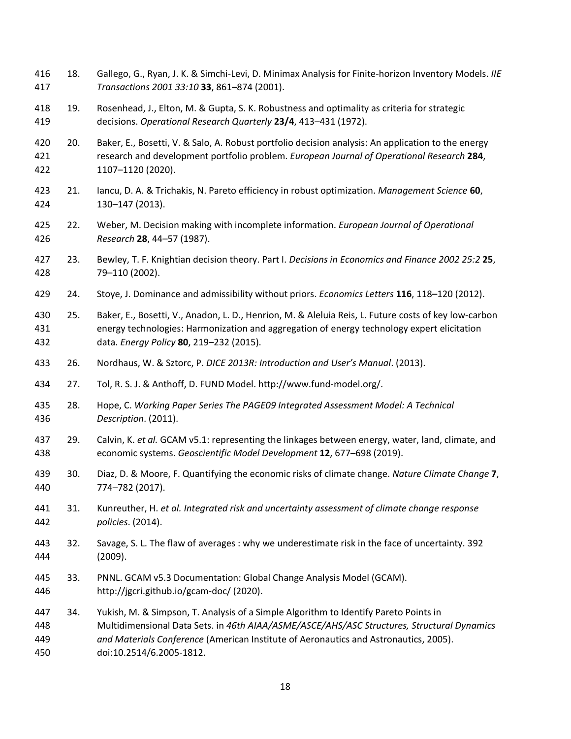18. Gallego, G., Ryan, J. K. & Simchi-Levi, D. Minimax Analysis for Finite-horizon Inventory Models. *IIE Transactions 2001 33:10* **33**, 861–874 (2001).

19. Rosenhead, J., Elton, M. & Gupta, S. K. Robustness and optimality as criteria for strategic decisions. *Operational Research Quarterly* **23/4**, 413–431 (1972).

20. Baker, E., Bosetti, V. & Salo, A. Robust portfolio decision analysis: An application to the energy research and development portfolio problem. *European Journal of Operational Research* **284**, 1107–1120 (2020).

21. Iancu, D. A. & Trichakis, N. Pareto efficiency in robust optimization. *Management Science* **60**, 130–147 (2013).

22. Weber, M. Decision making with incomplete information. *European Journal of Operational Research* **28**, 44–57 (1987).

23. Bewley, T. F. Knightian decision theory. Part I. *Decisions in Economics and Finance 2002 25:2* **25**, 79–110 (2002).

24. Stoye, J. Dominance and admissibility without priors. *Economics Letters* **116**, 118–120 (2012).

25. Baker, E., Bosetti, V., Anadon, L. D., Henrion, M. & Aleluia Reis, L. Future costs of key low-carbon energy technologies: Harmonization and aggregation of energy technology expert elicitation data. *Energy Policy* **80**, 219–232 (2015).

26. Nordhaus, W. & Sztorc, P. *DICE 2013R: Introduction and User's Manual*. (2013).

27. Tol, R. S. J. & Anthoff, D. FUND Model. http://www.fund-model.org/.

28. Hope, C. *Working Paper Series The PAGE09 Integrated Assessment Model: A Technical Description*. (2011).

29. Calvin, K. *et al.* GCAM v5.1: representing the linkages between energy, water, land, climate, and economic systems. *Geoscientific Model Development* **12**, 677–698 (2019).

30. Diaz, D. & Moore, F. Quantifying the economic risks of climate change. *Nature Climate Change* **7**, 774–782 (2017).

31. Kunreuther, H. *et al. Integrated risk and uncertainty assessment of climate change response policies*. (2014).

32. Savage, S. L. The flaw of averages : why we underestimate risk in the face of uncertainty. 392 (2009).

33. PNNL. GCAM v5.3 Documentation: Global Change Analysis Model (GCAM). http://jgcri.github.io/gcam-doc/ (2020).

34. Yukish, M. & Simpson, T. Analysis of a Simple Algorithm to Identify Pareto Points in Multidimensional Data Sets. in *46th AIAA/ASME/ASCE/AHS/ASC Structures, Structural Dynamics and Materials Conference* (American Institute of Aeronautics and Astronautics, 2005). doi:10.2514/6.2005-1812.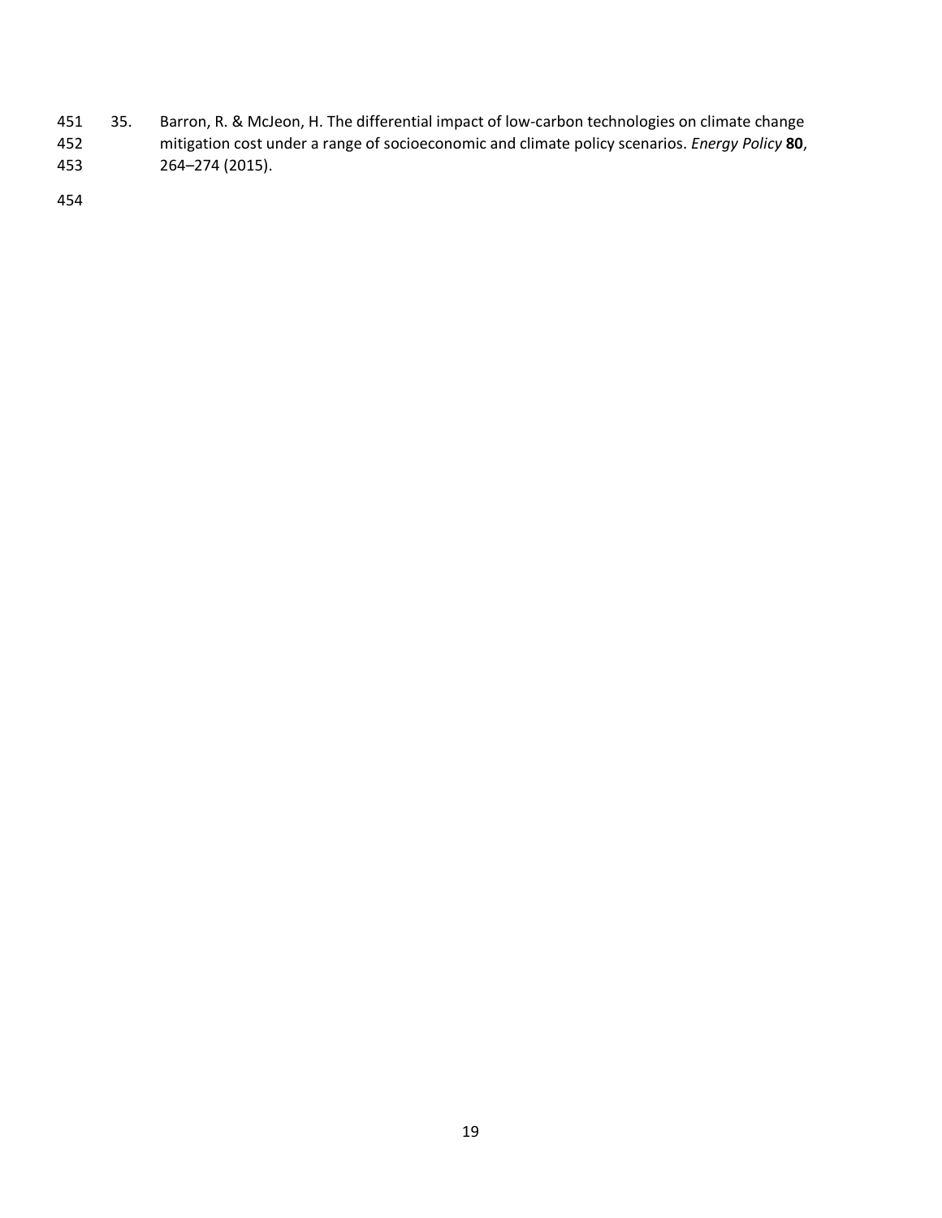35. Barron, R. & McJeon, H. The differential impact of low-carbon technologies on climate change mitigation cost under a range of socioeconomic and climate policy scenarios. *Energy Policy* **80**, 264–274 (2015).